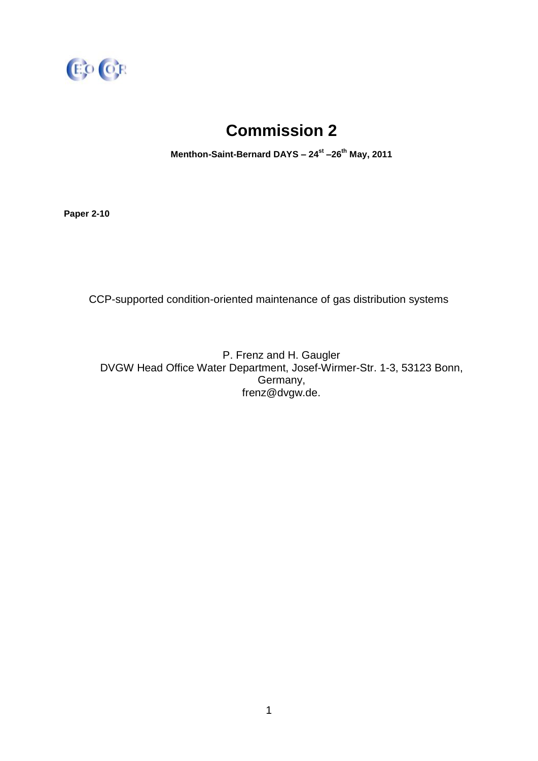# Commission 2

**Menthon-Saint-Bernard DAYS – 24st –26th May, 2011**

**Paper 2-10**

CCP-supported condition-oriented maintenance of gas distribution systems

P. Frenz and H. Gaugler
DVGW Head Office Water Department, Josef-Wirmer-Str. 1-3, 53123 Bonn, Germany,
frenz@dvgw.de.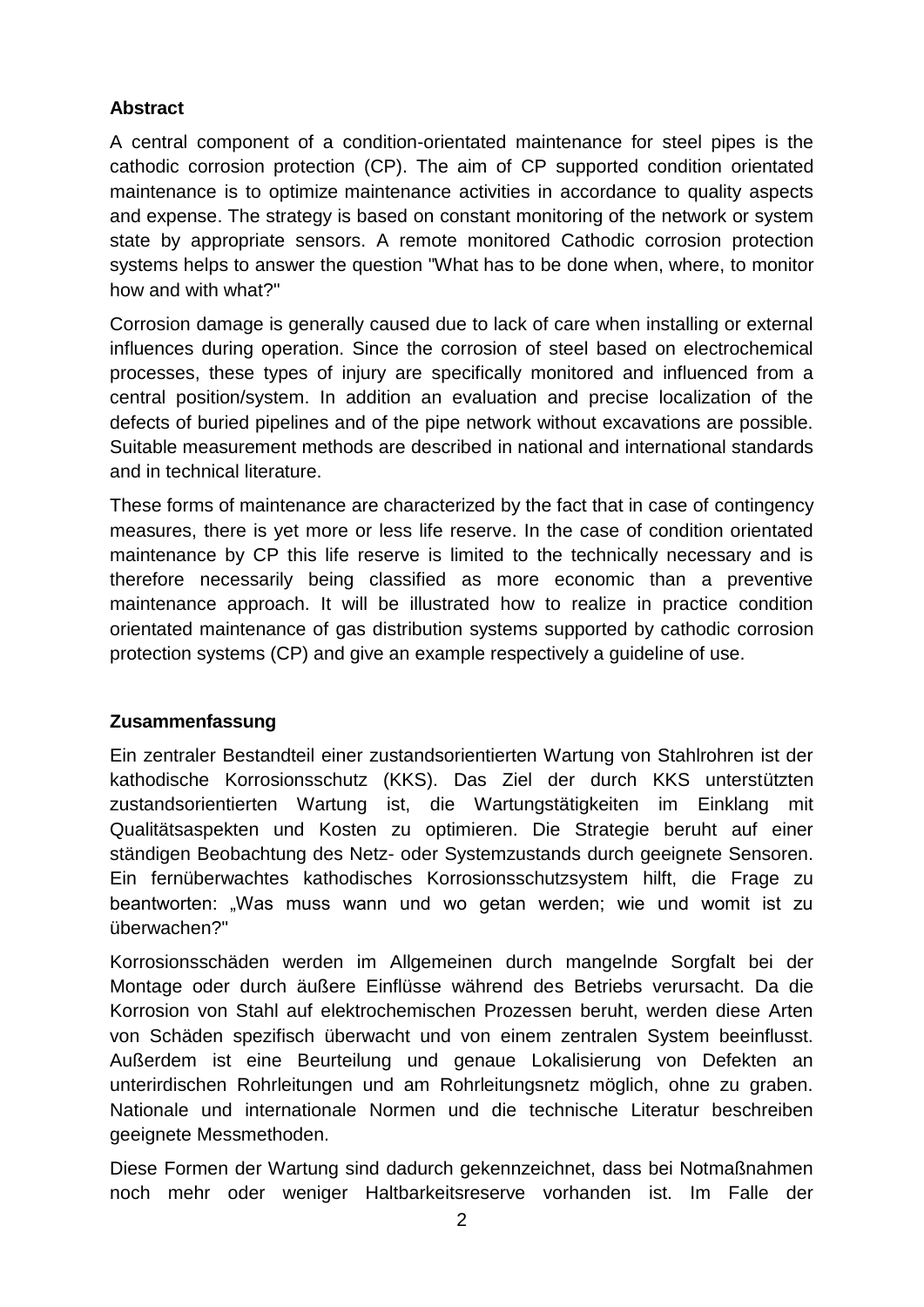**Abstract**

A central component of a condition-orientated maintenance for steel pipes is the cathodic corrosion protection (CP). The aim of CP supported condition orientated maintenance is to optimize maintenance activities in accordance to quality aspects and expense. The strategy is based on constant monitoring of the network or system state by appropriate sensors. A remote monitored Cathodic corrosion protection systems helps to answer the question "What has to be done when, where, to monitor how and with what?"

Corrosion damage is generally caused due to lack of care when installing or external influences during operation. Since the corrosion of steel based on electrochemical processes, these types of injury are specifically monitored and influenced from a central position/system. In addition an evaluation and precise localization of the defects of buried pipelines and of the pipe network without excavations are possible. Suitable measurement methods are described in national and international standards and in technical literature.

These forms of maintenance are characterized by the fact that in case of contingency measures, there is yet more or less life reserve. In the case of condition orientated maintenance by CP this life reserve is limited to the technically necessary and is therefore necessarily being classified as more economic than a preventive maintenance approach. It will be illustrated how to realize in practice condition orientated maintenance of gas distribution systems supported by cathodic corrosion protection systems (CP) and give an example respectively a guideline of use.

**Zusammenfassung**

Ein zentraler Bestandteil einer zustandsorientierten Wartung von Stahlrohren ist der kathodische Korrosionsschutz (KKS). Das Ziel der durch KKS unterstützten zustandsorientierten Wartung ist, die Wartungstätigkeiten im Einklang mit Qualitätsaspekten und Kosten zu optimieren. Die Strategie beruht auf einer ständigen Beobachtung des Netz- oder Systemzustands durch geeignete Sensoren. Ein fernüberwachtes kathodisches Korrosionsschutzsystem hilft, die Frage zu beantworten: „Was muss wann und wo getan werden; wie und womit ist zu überwachen?"

Korrosionsschäden werden im Allgemeinen durch mangelnde Sorgfalt bei der Montage oder durch äußere Einflüsse während des Betriebs verursacht. Da die Korrosion von Stahl auf elektrochemischen Prozessen beruht, werden diese Arten von Schäden spezifisch überwacht und von einem zentralen System beeinflusst. Außerdem ist eine Beurteilung und genaue Lokalisierung von Defekten an unterirdischen Rohrleitungen und am Rohrleitungsnetz möglich, ohne zu graben. Nationale und internationale Normen und die technische Literatur beschreiben geeignete Messmethoden.

Diese Formen der Wartung sind dadurch gekennzeichnet, dass bei Notmaßnahmen noch mehr oder weniger Haltbarkeitsreserve vorhanden ist. Im Falle der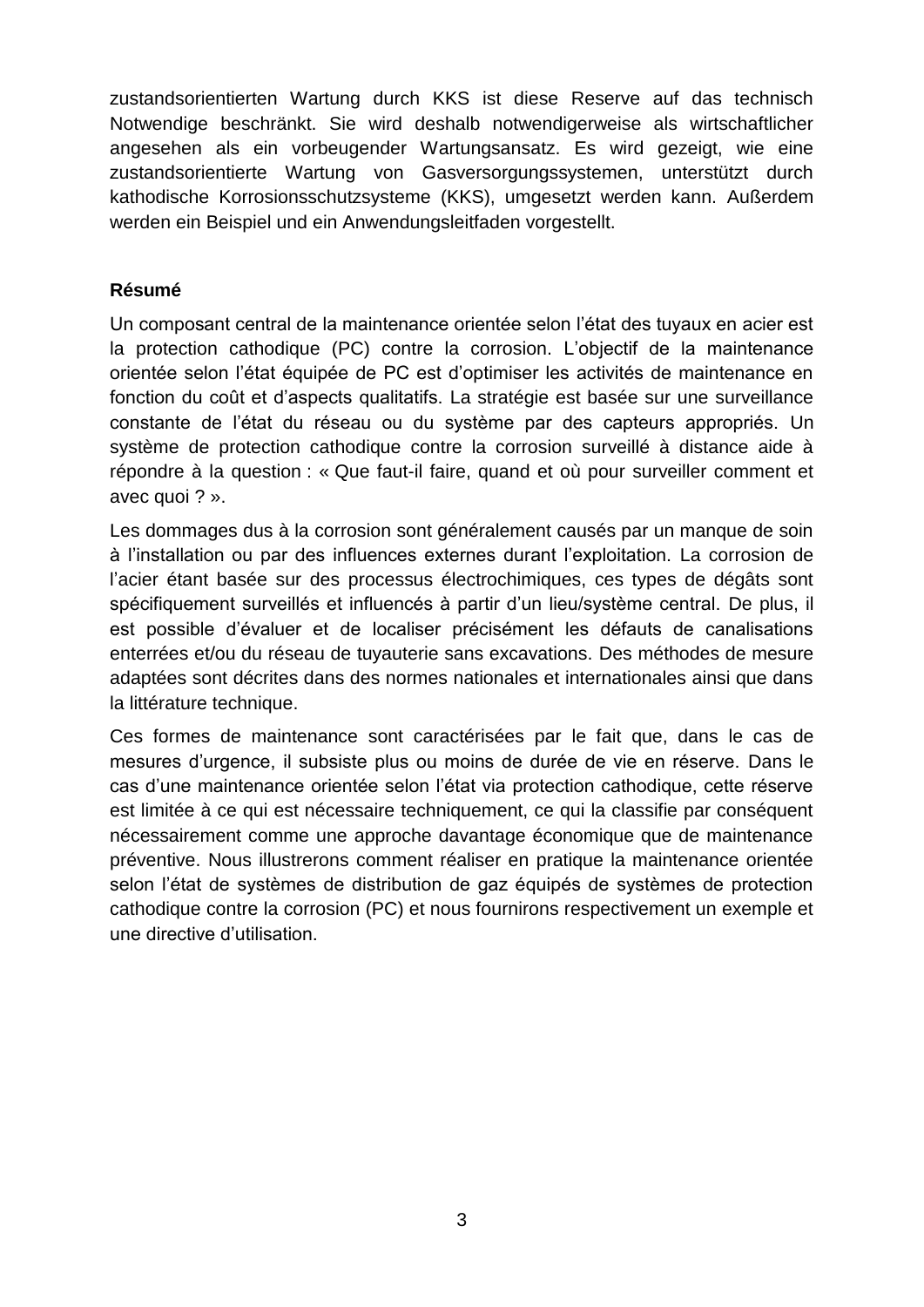zustandsorientierten Wartung durch KKS ist diese Reserve auf das technisch Notwendige beschränkt. Sie wird deshalb notwendigerweise als wirtschaftlicher angesehen als ein vorbeugender Wartungsansatz. Es wird gezeigt, wie eine zustandsorientierte Wartung von Gasversorgungssystemen, unterstützt durch kathodische Korrosionsschutzsysteme (KKS), umgesetzt werden kann. Außerdem werden ein Beispiel und ein Anwendungsleitfaden vorgestellt.

**Résumé**

Un composant central de la maintenance orientée selon l'état des tuyaux en acier est la protection cathodique (PC) contre la corrosion. L'objectif de la maintenance orientée selon l'état équipée de PC est d'optimiser les activités de maintenance en fonction du coût et d'aspects qualitatifs. La stratégie est basée sur une surveillance constante de l'état du réseau ou du système par des capteurs appropriés. Un système de protection cathodique contre la corrosion surveillé à distance aide à répondre à la question : « Que faut-il faire, quand et où pour surveiller comment et avec quoi ? ».

Les dommages dus à la corrosion sont généralement causés par un manque de soin à l'installation ou par des influences externes durant l'exploitation. La corrosion de l'acier étant basée sur des processus électrochimiques, ces types de dégâts sont spécifiquement surveillés et influencés à partir d'un lieu/système central. De plus, il est possible d'évaluer et de localiser précisément les défauts de canalisations enterrées et/ou du réseau de tuyauterie sans excavations. Des méthodes de mesure adaptées sont décrites dans des normes nationales et internationales ainsi que dans la littérature technique.

Ces formes de maintenance sont caractérisées par le fait que, dans le cas de mesures d'urgence, il subsiste plus ou moins de durée de vie en réserve. Dans le cas d'une maintenance orientée selon l'état via protection cathodique, cette réserve est limitée à ce qui est nécessaire techniquement, ce qui la classifie par conséquent nécessairement comme une approche davantage économique que de maintenance préventive. Nous illustrerons comment réaliser en pratique la maintenance orientée selon l'état de systèmes de distribution de gaz équipés de systèmes de protection cathodique contre la corrosion (PC) et nous fournirons respectivement un exemple et une directive d'utilisation.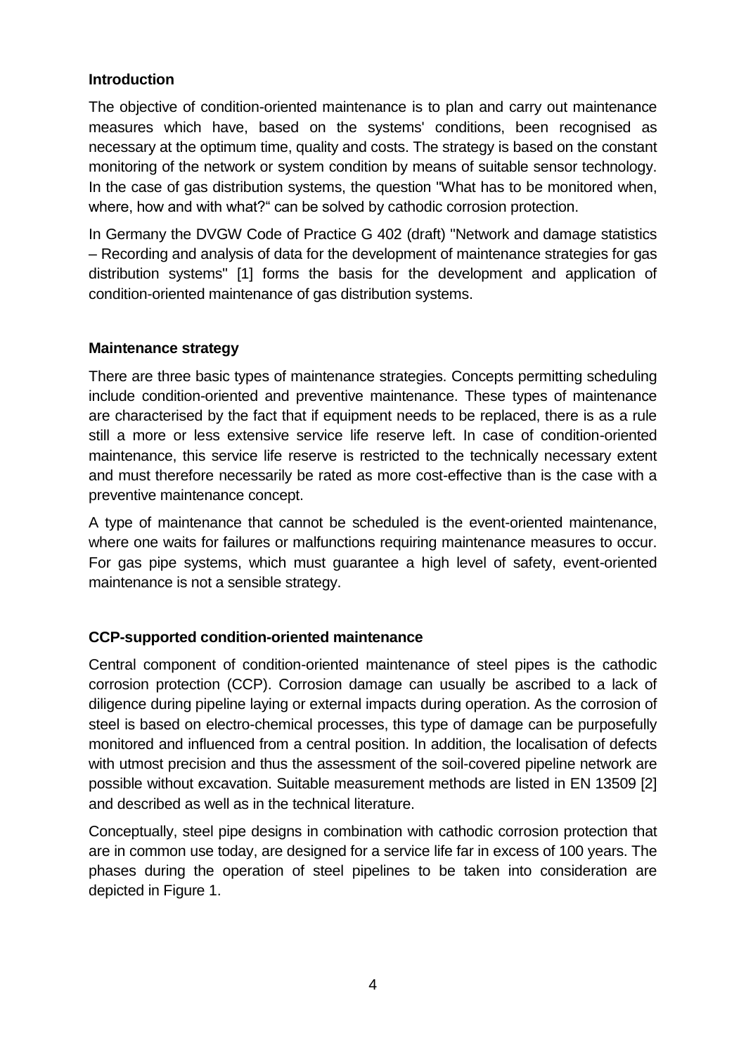## Introduction

The objective of condition-oriented maintenance is to plan and carry out maintenance measures which have, based on the systems' conditions, been recognised as necessary at the optimum time, quality and costs. The strategy is based on the constant monitoring of the network or system condition by means of suitable sensor technology. In the case of gas distribution systems, the question "What has to be monitored when, where, how and with what?" can be solved by cathodic corrosion protection.

In Germany the DVGW Code of Practice G 402 (draft) "Network and damage statistics – Recording and analysis of data for the development of maintenance strategies for gas distribution systems" [1] forms the basis for the development and application of condition-oriented maintenance of gas distribution systems.

## Maintenance strategy

There are three basic types of maintenance strategies. Concepts permitting scheduling include condition-oriented and preventive maintenance. These types of maintenance are characterised by the fact that if equipment needs to be replaced, there is as a rule still a more or less extensive service life reserve left. In case of condition-oriented maintenance, this service life reserve is restricted to the technically necessary extent and must therefore necessarily be rated as more cost-effective than is the case with a preventive maintenance concept.

A type of maintenance that cannot be scheduled is the event-oriented maintenance, where one waits for failures or malfunctions requiring maintenance measures to occur. For gas pipe systems, which must guarantee a high level of safety, event-oriented maintenance is not a sensible strategy.

## CCP-supported condition-oriented maintenance

Central component of condition-oriented maintenance of steel pipes is the cathodic corrosion protection (CCP). Corrosion damage can usually be ascribed to a lack of diligence during pipeline laying or external impacts during operation. As the corrosion of steel is based on electro-chemical processes, this type of damage can be purposefully monitored and influenced from a central position. In addition, the localisation of defects with utmost precision and thus the assessment of the soil-covered pipeline network are possible without excavation. Suitable measurement methods are listed in EN 13509 [2] and described as well as in the technical literature.

Conceptually, steel pipe designs in combination with cathodic corrosion protection that are in common use today, are designed for a service life far in excess of 100 years. The phases during the operation of steel pipelines to be taken into consideration are depicted in Figure 1.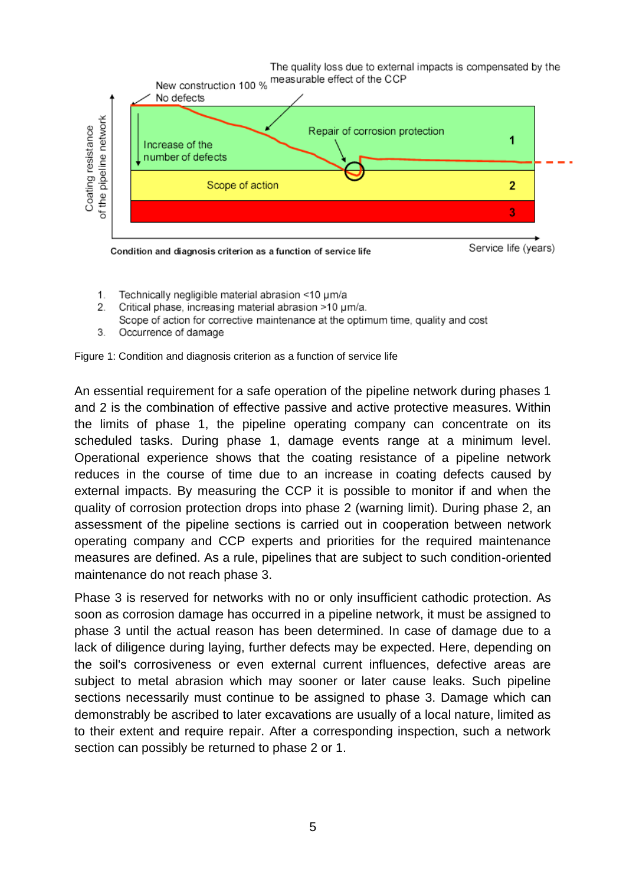1. Technically negligible material abrasion <10 μm/a
2. Critical phase, increasing material abrasion >10 μm/a.
   Scope of action for corrective maintenance at the optimum time, quality and cost
3. Occurrence of damage

Figure 1: Condition and diagnosis criterion as a function of service life

An essential requirement for a safe operation of the pipeline network during phases 1 and 2 is the combination of effective passive and active protective measures. Within the limits of phase 1, the pipeline operating company can concentrate on its scheduled tasks. During phase 1, damage events range at a minimum level. Operational experience shows that the coating resistance of a pipeline network reduces in the course of time due to an increase in coating defects caused by external impacts. By measuring the CCP it is possible to monitor if and when the quality of corrosion protection drops into phase 2 (warning limit). During phase 2, an assessment of the pipeline sections is carried out in cooperation between network operating company and CCP experts and priorities for the required maintenance measures are defined. As a rule, pipelines that are subject to such condition-oriented maintenance do not reach phase 3.

Phase 3 is reserved for networks with no or only insufficient cathodic protection. As soon as corrosion damage has occurred in a pipeline network, it must be assigned to phase 3 until the actual reason has been determined. In case of damage due to a lack of diligence during laying, further defects may be expected. Here, depending on the soil's corrosiveness or even external current influences, defective areas are subject to metal abrasion which may sooner or later cause leaks. Such pipeline sections necessarily must continue to be assigned to phase 3. Damage which can demonstrably be ascribed to later excavations are usually of a local nature, limited as to their extent and require repair. After a corresponding inspection, such a network section can possibly be returned to phase 2 or 1.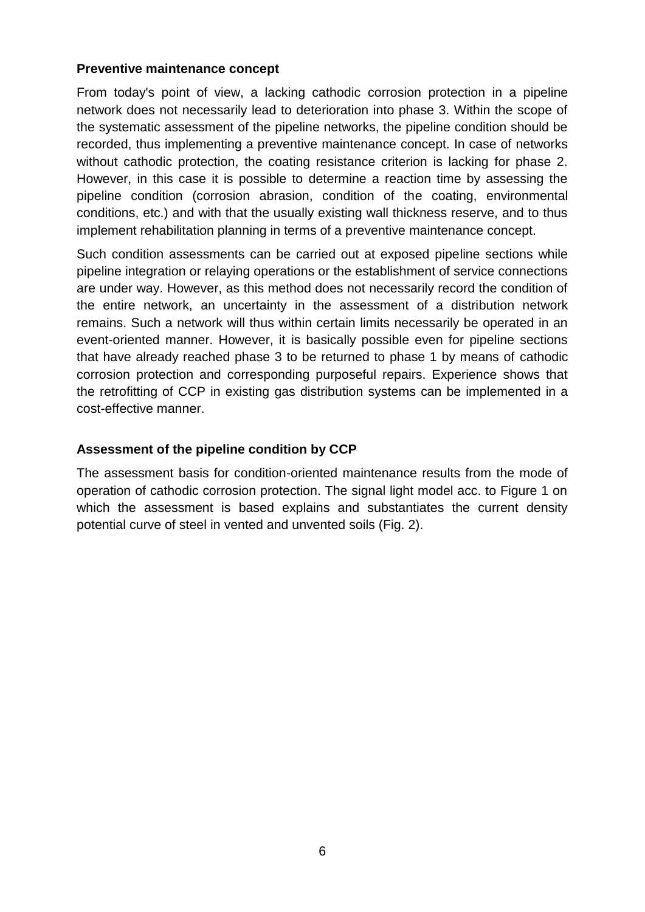**Preventive maintenance concept**

From today's point of view, a lacking cathodic corrosion protection in a pipeline network does not necessarily lead to deterioration into phase 3. Within the scope of the systematic assessment of the pipeline networks, the pipeline condition should be recorded, thus implementing a preventive maintenance concept. In case of networks without cathodic protection, the coating resistance criterion is lacking for phase 2. However, in this case it is possible to determine a reaction time by assessing the pipeline condition (corrosion abrasion, condition of the coating, environmental conditions, etc.) and with that the usually existing wall thickness reserve, and to thus implement rehabilitation planning in terms of a preventive maintenance concept.

Such condition assessments can be carried out at exposed pipeline sections while pipeline integration or relaying operations or the establishment of service connections are under way. However, as this method does not necessarily record the condition of the entire network, an uncertainty in the assessment of a distribution network remains. Such a network will thus within certain limits necessarily be operated in an event-oriented manner. However, it is basically possible even for pipeline sections that have already reached phase 3 to be returned to phase 1 by means of cathodic corrosion protection and corresponding purposeful repairs. Experience shows that the retrofitting of CCP in existing gas distribution systems can be implemented in a cost-effective manner.

**Assessment of the pipeline condition by CCP**

The assessment basis for condition-oriented maintenance results from the mode of operation of cathodic corrosion protection. The signal light model acc. to Figure 1 on which the assessment is based explains and substantiates the current density potential curve of steel in vented and unvented soils (Fig. 2).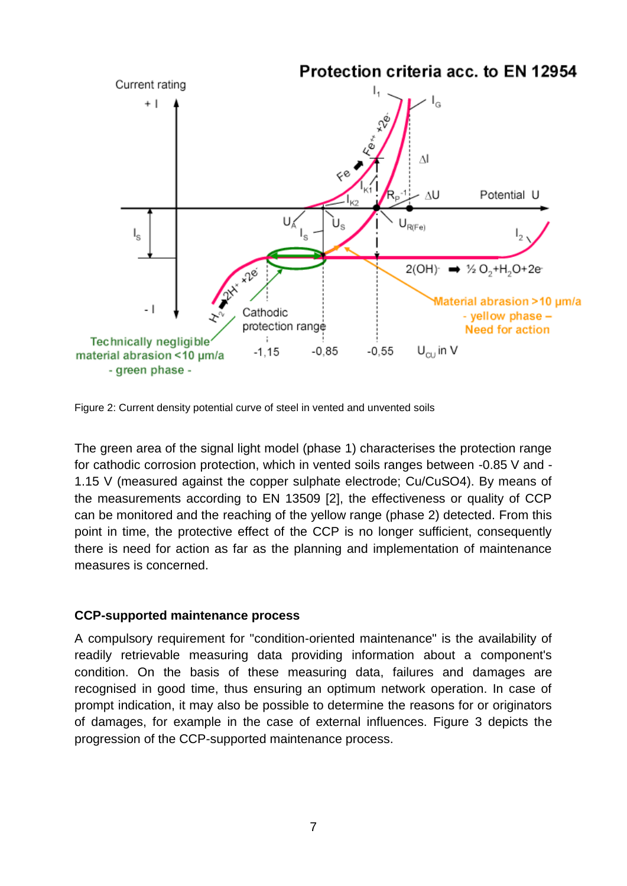Figure 2: Current density potential curve of steel in vented and unvented soils

The green area of the signal light model (phase 1) characterises the protection range for cathodic corrosion protection, which in vented soils ranges between -0.85 V and -1.15 V (measured against the copper sulphate electrode; Cu/CuSO4). By means of the measurements according to EN 13509 [2], the effectiveness or quality of CCP can be monitored and the reaching of the yellow range (phase 2) detected. From this point in time, the protective effect of the CCP is no longer sufficient, consequently there is need for action as far as the planning and implementation of maintenance measures is concerned.

## CCP-supported maintenance process

A compulsory requirement for "condition-oriented maintenance" is the availability of readily retrievable measuring data providing information about a component's condition. On the basis of these measuring data, failures and damages are recognised in good time, thus ensuring an optimum network operation. In case of prompt indication, it may also be possible to determine the reasons for or originators of damages, for example in the case of external influences. Figure 3 depicts the progression of the CCP-supported maintenance process.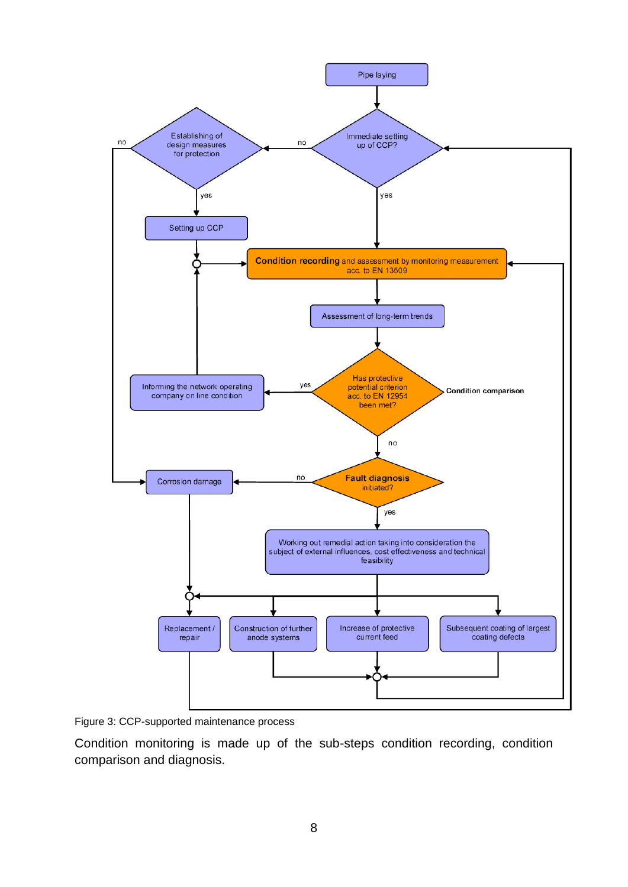Figure 3: CCP-supported maintenance process

Condition monitoring is made up of the sub-steps condition recording, condition comparison and diagnosis.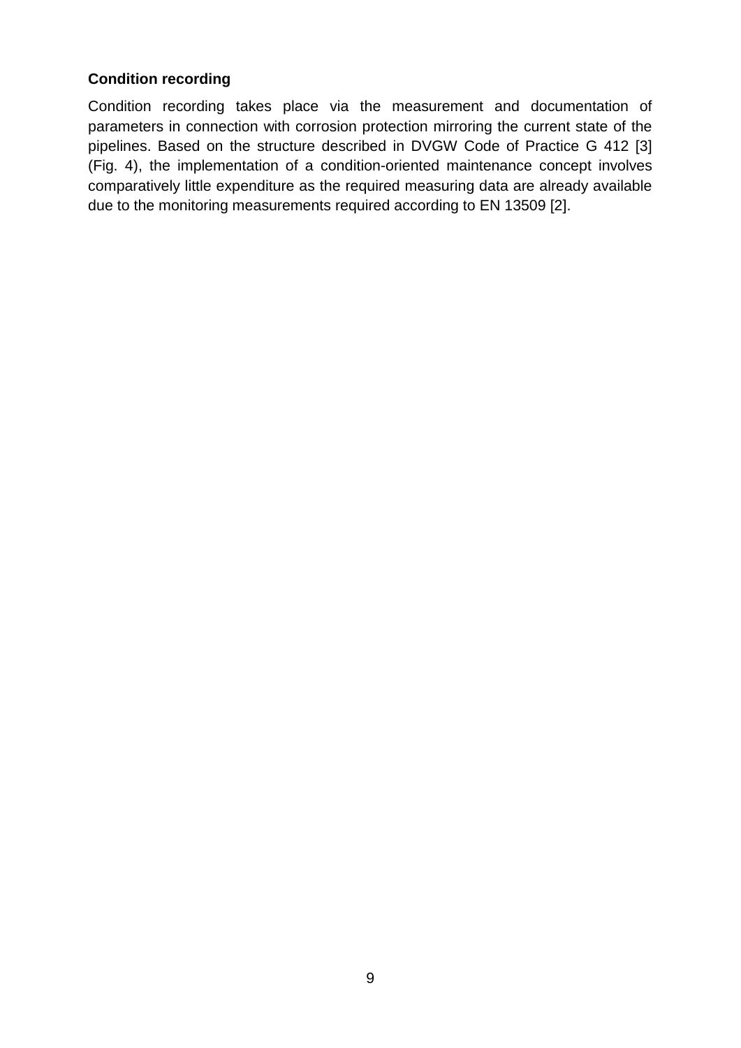**Condition recording**

Condition recording takes place via the measurement and documentation of parameters in connection with corrosion protection mirroring the current state of the pipelines. Based on the structure described in DVGW Code of Practice G 412 [3] (Fig. 4), the implementation of a condition-oriented maintenance concept involves comparatively little expenditure as the required measuring data are already available due to the monitoring measurements required according to EN 13509 [2].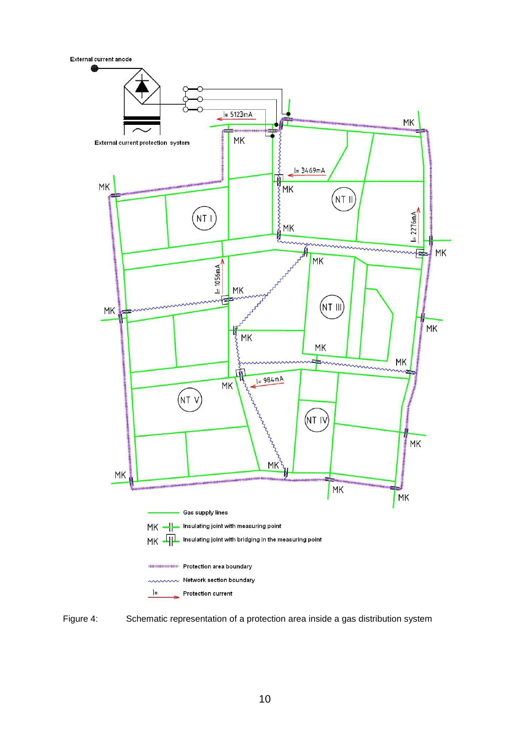Figure 4: Schematic representation of a protection area inside a gas distribution system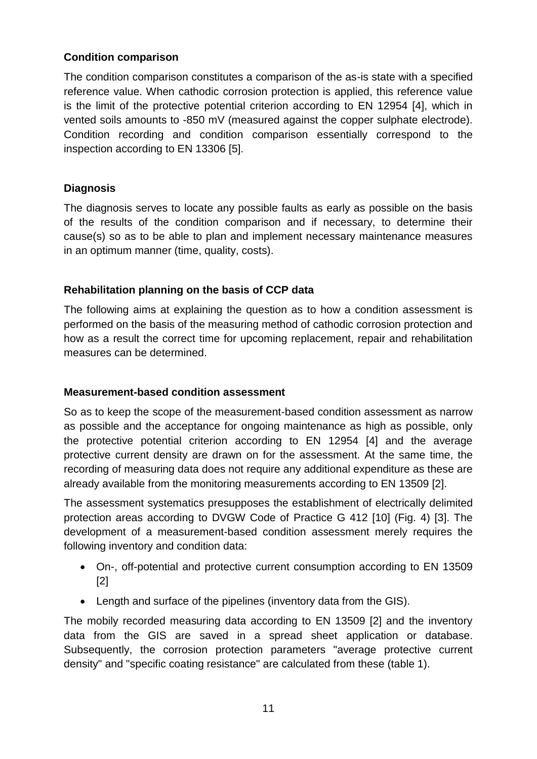### Condition comparison

The condition comparison constitutes a comparison of the as-is state with a specified reference value. When cathodic corrosion protection is applied, this reference value is the limit of the protective potential criterion according to EN 12954 [4], which in vented soils amounts to -850 mV (measured against the copper sulphate electrode). Condition recording and condition comparison essentially correspond to the inspection according to EN 13306 [5].

### Diagnosis

The diagnosis serves to locate any possible faults as early as possible on the basis of the results of the condition comparison and if necessary, to determine their cause(s) so as to be able to plan and implement necessary maintenance measures in an optimum manner (time, quality, costs).

### Rehabilitation planning on the basis of CCP data

The following aims at explaining the question as to how a condition assessment is performed on the basis of the measuring method of cathodic corrosion protection and how as a result the correct time for upcoming replacement, repair and rehabilitation measures can be determined.

### Measurement-based condition assessment

So as to keep the scope of the measurement-based condition assessment as narrow as possible and the acceptance for ongoing maintenance as high as possible, only the protective potential criterion according to EN 12954 [4] and the average protective current density are drawn on for the assessment. At the same time, the recording of measuring data does not require any additional expenditure as these are already available from the monitoring measurements according to EN 13509 [2].

The assessment systematics presupposes the establishment of electrically delimited protection areas according to DVGW Code of Practice G 412 [10] (Fig. 4) [3]. The development of a measurement-based condition assessment merely requires the following inventory and condition data:

- On-, off-potential and protective current consumption according to EN 13509 [2]
- Length and surface of the pipelines (inventory data from the GIS).

The mobily recorded measuring data according to EN 13509 [2] and the inventory data from the GIS are saved in a spread sheet application or database. Subsequently, the corrosion protection parameters "average protective current density" and "specific coating resistance" are calculated from these (table 1).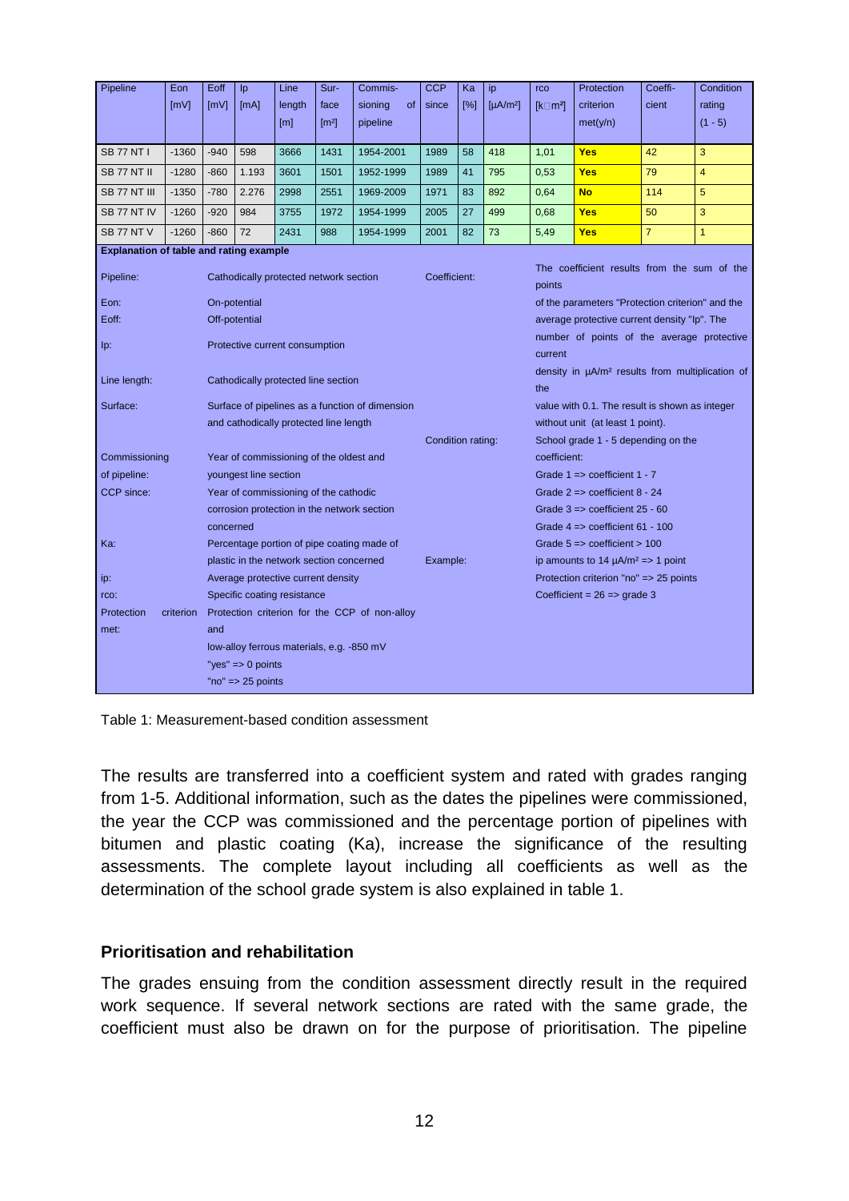| Pipeline | Eon [mV] | Eoff [mV] | Ip [mA] | Line length [m] | Surface [m²] | Commissioning of pipeline | CCP since | Ka [%] | ip [µA/m²] | rco [k□m²] | Protection criterion met(y/n) | Coefficient | Condition rating (1 - 5) |
|---|---|---|---|---|---|---|---|---|---|---|---|---|---|
| SB 77 NT I | -1360 | -940 | 598 | 3666 | 1431 | 1954-2001 | 1989 | 58 | 418 | 1,01 | **Yes** | 42 | 3 |
| SB 77 NT II | -1280 | -860 | 1.193 | 3601 | 1501 | 1952-1999 | 1989 | 41 | 795 | 0,53 | **Yes** | 79 | 4 |
| SB 77 NT III | -1350 | -780 | 2.276 | 2998 | 2551 | 1969-2009 | 1971 | 83 | 892 | 0,64 | **No** | 114 | 5 |
| SB 77 NT IV | -1260 | -920 | 984 | 3755 | 1972 | 1954-1999 | 2005 | 27 | 499 | 0,68 | **Yes** | 50 | 3 |
| SB 77 NT V | -1260 | -860 | 72 | 2431 | 988 | 1954-1999 | 2001 | 82 | 73 | 5,49 | **Yes** | 7 | 1 |

**Explanation of table and rating example**

| | | | |
|---|---|---|---|
| Pipeline: | Cathodically protected network section | Coefficient: | The coefficient results from the sum of the points of the parameters "Protection criterion" and the average protective current density "Ip". The number of points of the average protective current density in µA/m² results from multiplication of the value with 0.1. The result is shown as integer without unit (at least 1 point). |
| Eon: | On-potential | | |
| Eoff: | Off-potential | | |
| Ip: | Protective current consumption | | |
| Line length: | Cathodically protected line section | | |
| Surface: | Surface of pipelines as a function of dimension and cathodically protected line length | | |
| | | Condition rating: | School grade 1 - 5 depending on the coefficient: Grade 1 => coefficient 1 - 7; Grade 2 => coefficient 8 - 24; Grade 3 => coefficient 25 - 60; Grade 4 => coefficient 61 - 100; Grade 5 => coefficient > 100 |
| Commissioning of pipeline: | Year of commissioning of the oldest and youngest line section | | |
| CCP since: | Year of commissioning of the cathodic corrosion protection in the network section concerned | | |
| Ka: | Percentage portion of pipe coating made of plastic in the network section concerned | Example: | ip amounts to 14 µA/m² => 1 point; Protection criterion "no" => 25 points; Coefficient = 26 => grade 3 |
| ip: | Average protective current density | | |
| rco: | Specific coating resistance | | |
| Protection criterion met: | Protection criterion for the CCP of non-alloy and low-alloy ferrous materials, e.g. -850 mV; "yes" => 0 points; "no" => 25 points | | |

Table 1: Measurement-based condition assessment

The results are transferred into a coefficient system and rated with grades ranging from 1-5. Additional information, such as the dates the pipelines were commissioned, the year the CCP was commissioned and the percentage portion of pipelines with bitumen and plastic coating (Ka), increase the significance of the resulting assessments. The complete layout including all coefficients as well as the determination of the school grade system is also explained in table 1.

## Prioritisation and rehabilitation

The grades ensuing from the condition assessment directly result in the required work sequence. If several network sections are rated with the same grade, the coefficient must also be drawn on for the purpose of prioritisation. The pipeline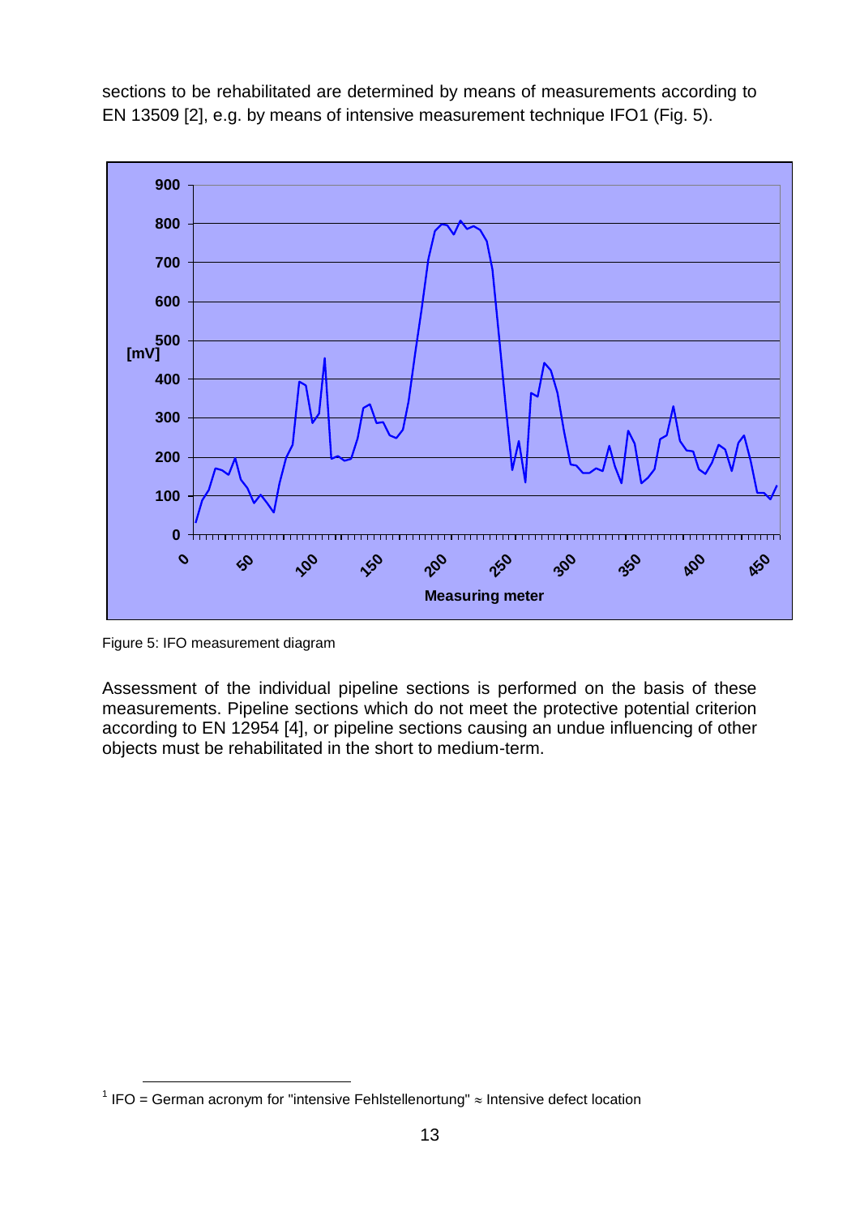sections to be rehabilitated are determined by means of measurements according to EN 13509 [2], e.g. by means of intensive measurement technique IFO[1] (Fig. 5).

Figure 5: IFO measurement diagram

Assessment of the individual pipeline sections is performed on the basis of these measurements. Pipeline sections which do not meet the protective potential criterion according to EN 12954 [4], or pipeline sections causing an undue influencing of other objects must be rehabilitated in the short to medium-term.

[1] IFO = German acronym for "intensive Fehlstellenortung" ≈ Intensive defect location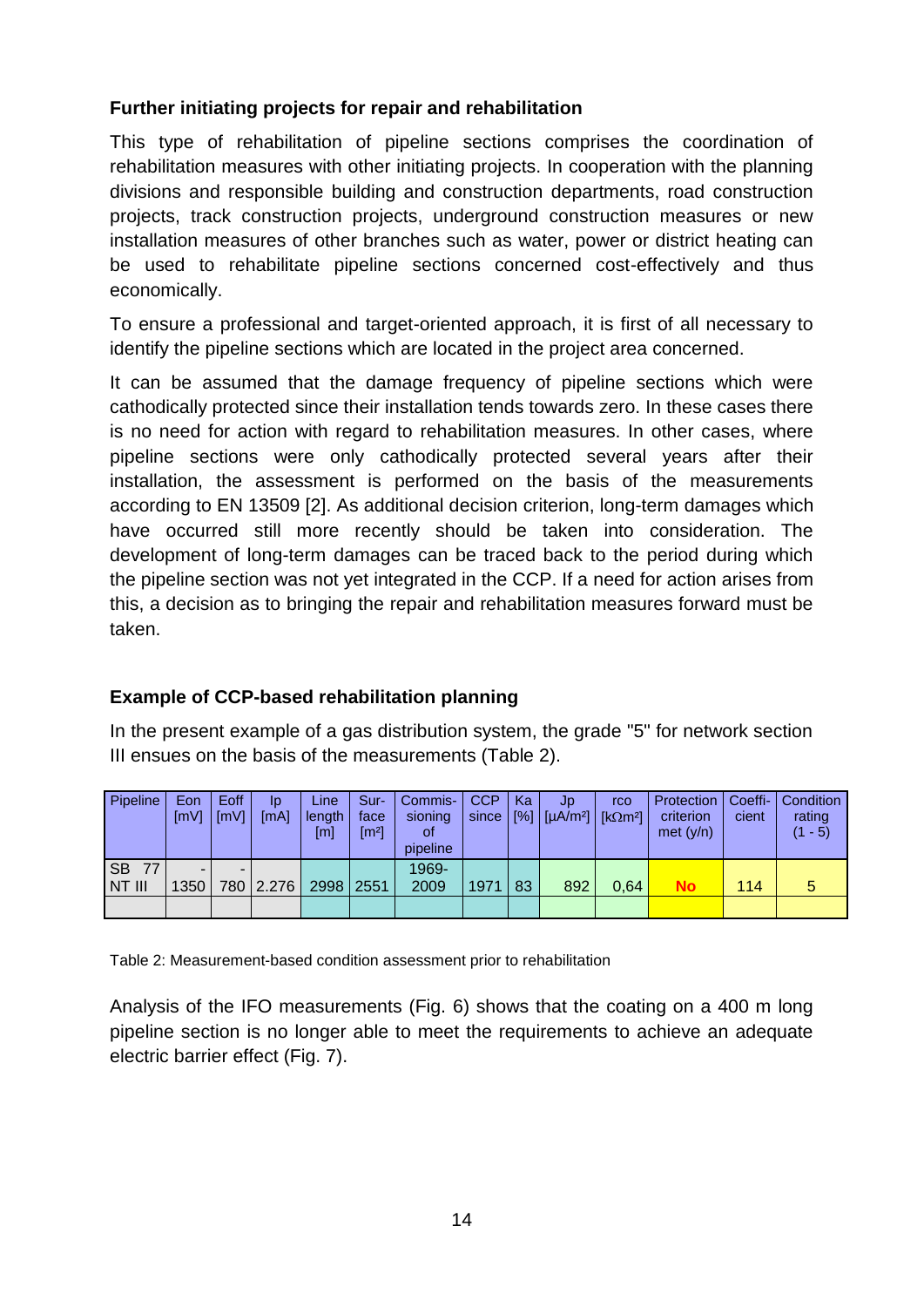### Further initiating projects for repair and rehabilitation

This type of rehabilitation of pipeline sections comprises the coordination of rehabilitation measures with other initiating projects. In cooperation with the planning divisions and responsible building and construction departments, road construction projects, track construction projects, underground construction measures or new installation measures of other branches such as water, power or district heating can be used to rehabilitate pipeline sections concerned cost-effectively and thus economically.

To ensure a professional and target-oriented approach, it is first of all necessary to identify the pipeline sections which are located in the project area concerned.

It can be assumed that the damage frequency of pipeline sections which were cathodically protected since their installation tends towards zero. In these cases there is no need for action with regard to rehabilitation measures. In other cases, where pipeline sections were only cathodically protected several years after their installation, the assessment is performed on the basis of the measurements according to EN 13509 [2]. As additional decision criterion, long-term damages which have occurred still more recently should be taken into consideration. The development of long-term damages can be traced back to the period during which the pipeline section was not yet integrated in the CCP. If a need for action arises from this, a decision as to bringing the repair and rehabilitation measures forward must be taken.

### Example of CCP-based rehabilitation planning

In the present example of a gas distribution system, the grade "5" for network section III ensues on the basis of the measurements (Table 2).

| Pipeline | Eon [mV] | Eoff [mV] | Ip [mA] | Line length [m] | Surface [m²] | Commissioning of pipeline | CCP since | Ka [%] | Jp [µA/m²] | rco [kΩm²] | Protection criterion met (y/n) | Coefficient | Condition rating (1 - 5) |
|---|---|---|---|---|---|---|---|---|---|---|---|---|---|
| SB 77 NT III | -1350 | -780 | 2.276 | 2998 | 2551 | 1969-2009 | 1971 | 83 | 892 | 0,64 | **No** | 114 | 5 |
| | | | | | | | | | | | | | |

Table 2: Measurement-based condition assessment prior to rehabilitation

Analysis of the IFO measurements (Fig. 6) shows that the coating on a 400 m long pipeline section is no longer able to meet the requirements to achieve an adequate electric barrier effect (Fig. 7).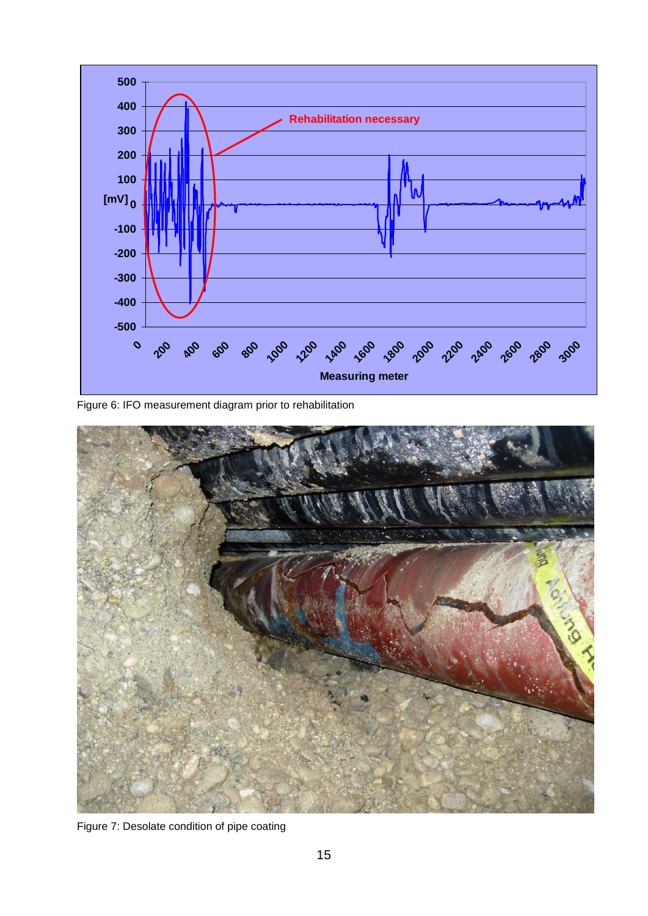Figure 6: IFO measurement diagram prior to rehabilitation

Figure 7: Desolate condition of pipe coating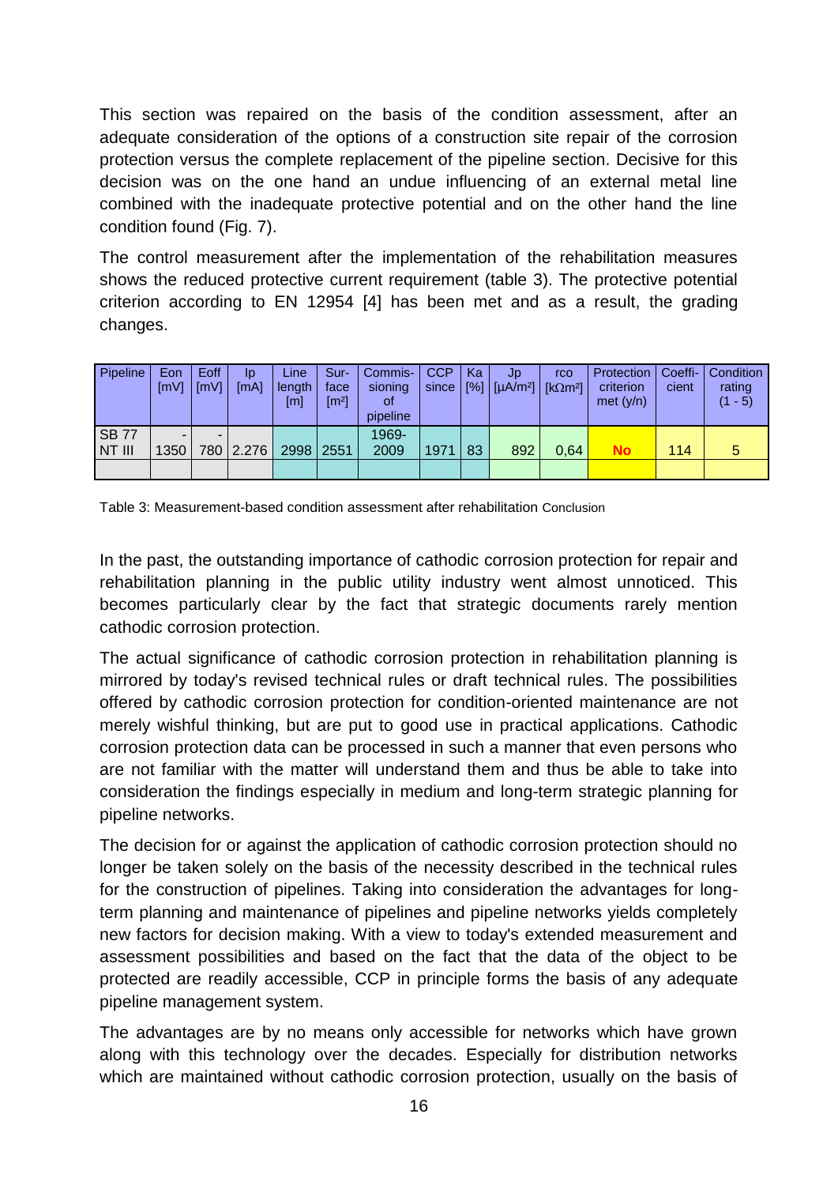This section was repaired on the basis of the condition assessment, after an adequate consideration of the options of a construction site repair of the corrosion protection versus the complete replacement of the pipeline section. Decisive for this decision was on the one hand an undue influencing of an external metal line combined with the inadequate protective potential and on the other hand the line condition found (Fig. 7).

The control measurement after the implementation of the rehabilitation measures shows the reduced protective current requirement (table 3). The protective potential criterion according to EN 12954 [4] has been met and as a result, the grading changes.

| Pipeline | Eon [mV] | Eoff [mV] | Ip [mA] | Line length [m] | Sur-face [m²] | Commis-sioning of pipeline | CCP since | Ka [%] | Jp [µA/m²] | rco [kΩm²] | Protection criterion met (y/n) | Coeffi-cient | Condition rating (1 - 5) |
|---|---|---|---|---|---|---|---|---|---|---|---|---|---|
| SB 77 NT III | -1350 | -780 | 2.276 | 2998 | 2551 | 1969-2009 | 1971 | 83 | 892 | 0,64 | **No** | 114 | 5 |
| | | | | | | | | | | | | | |

Table 3: Measurement-based condition assessment after rehabilitation Conclusion

In the past, the outstanding importance of cathodic corrosion protection for repair and rehabilitation planning in the public utility industry went almost unnoticed. This becomes particularly clear by the fact that strategic documents rarely mention cathodic corrosion protection.

The actual significance of cathodic corrosion protection in rehabilitation planning is mirrored by today's revised technical rules or draft technical rules. The possibilities offered by cathodic corrosion protection for condition-oriented maintenance are not merely wishful thinking, but are put to good use in practical applications. Cathodic corrosion protection data can be processed in such a manner that even persons who are not familiar with the matter will understand them and thus be able to take into consideration the findings especially in medium and long-term strategic planning for pipeline networks.

The decision for or against the application of cathodic corrosion protection should no longer be taken solely on the basis of the necessity described in the technical rules for the construction of pipelines. Taking into consideration the advantages for long-term planning and maintenance of pipelines and pipeline networks yields completely new factors for decision making. With a view to today's extended measurement and assessment possibilities and based on the fact that the data of the object to be protected are readily accessible, CCP in principle forms the basis of any adequate pipeline management system.

The advantages are by no means only accessible for networks which have grown along with this technology over the decades. Especially for distribution networks which are maintained without cathodic corrosion protection, usually on the basis of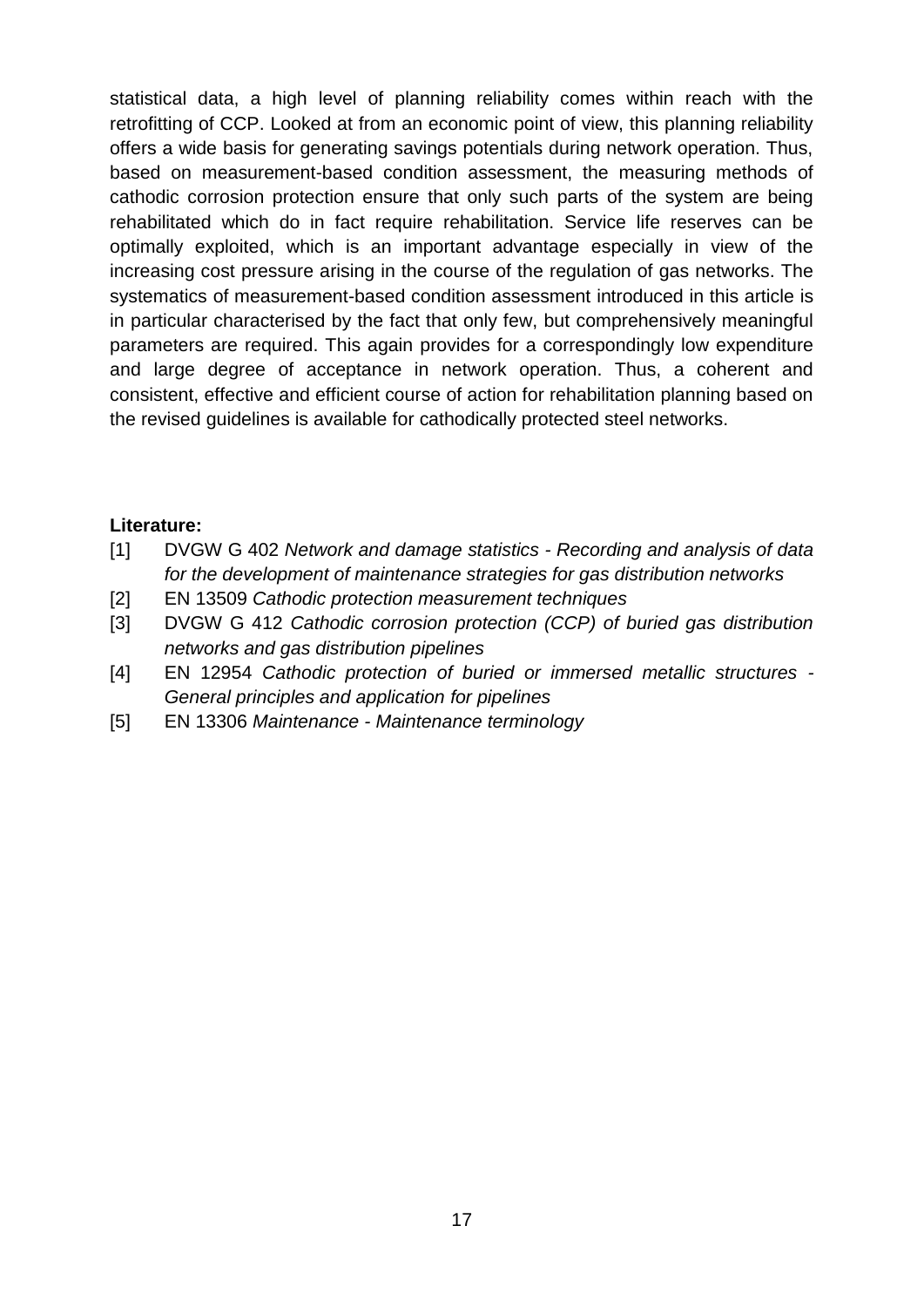statistical data, a high level of planning reliability comes within reach with the retrofitting of CCP. Looked at from an economic point of view, this planning reliability offers a wide basis for generating savings potentials during network operation. Thus, based on measurement-based condition assessment, the measuring methods of cathodic corrosion protection ensure that only such parts of the system are being rehabilitated which do in fact require rehabilitation. Service life reserves can be optimally exploited, which is an important advantage especially in view of the increasing cost pressure arising in the course of the regulation of gas networks. The systematics of measurement-based condition assessment introduced in this article is in particular characterised by the fact that only few, but comprehensively meaningful parameters are required. This again provides for a correspondingly low expenditure and large degree of acceptance in network operation. Thus, a coherent and consistent, effective and efficient course of action for rehabilitation planning based on the revised guidelines is available for cathodically protected steel networks.

**Literature:**

[1] DVGW G 402 *Network and damage statistics - Recording and analysis of data for the development of maintenance strategies for gas distribution networks*

[2] EN 13509 *Cathodic protection measurement techniques*

[3] DVGW G 412 *Cathodic corrosion protection (CCP) of buried gas distribution networks and gas distribution pipelines*

[4] EN 12954 *Cathodic protection of buried or immersed metallic structures - General principles and application for pipelines*

[5] EN 13306 *Maintenance - Maintenance terminology*